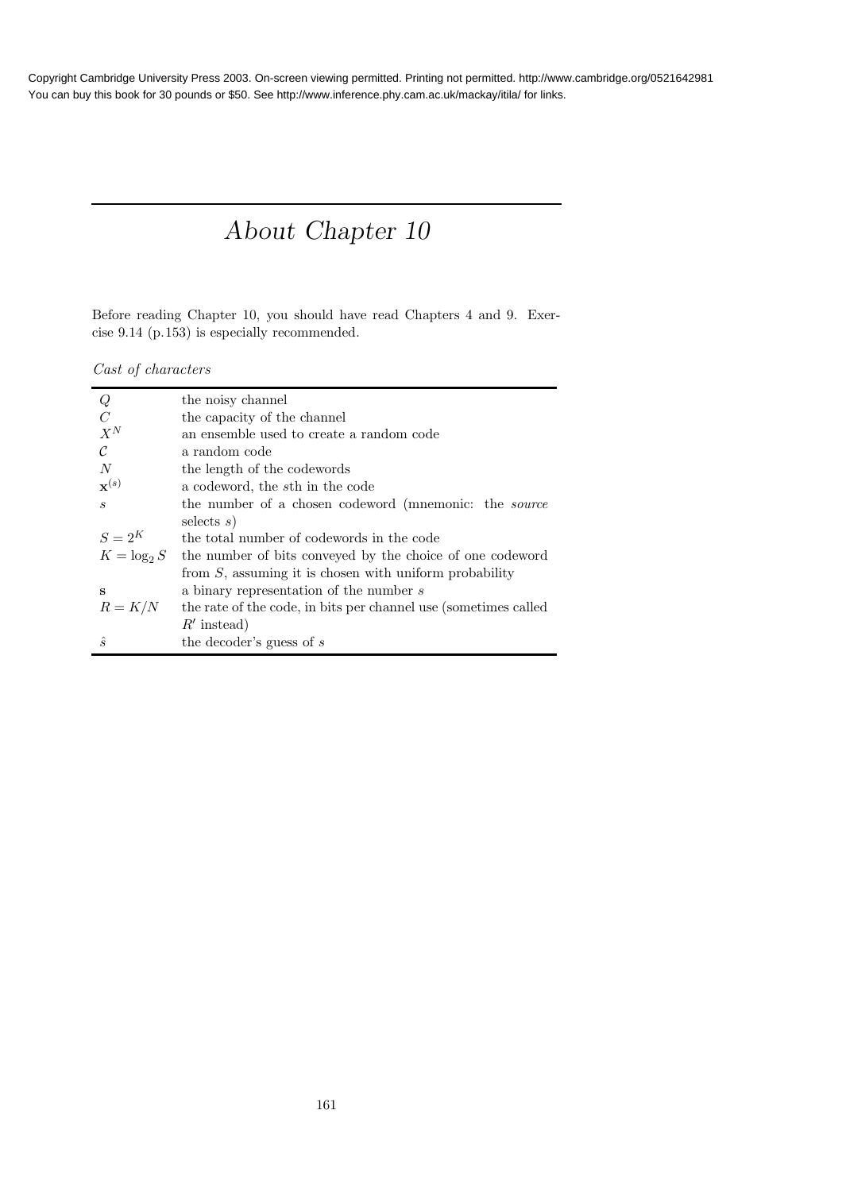# *About Chapter 10*

Before reading Chapter 10, you should have read Chapters 4 and 9. Exercise 9.14 (p.153) is especially recommended.

*Cast of characters*

| | |
|---|---|
| $Q$ | the noisy channel |
| $C$ | the capacity of the channel |
| $X^N$ | an ensemble used to create a random code |
| $\mathcal{C}$ | a random code |
| $N$ | the length of the codewords |
| $\mathbf{x}^{(s)}$ | a codeword, the $s$th in the code |
| $s$ | the number of a chosen codeword (mnemonic: the *source* selects $s$) |
| $S = 2^K$ | the total number of codewords in the code |
| $K = \log_2 S$ | the number of bits conveyed by the choice of one codeword from $S$, assuming it is chosen with uniform probability |
| $\mathbf{s}$ | a binary representation of the number $s$ |
| $R = K/N$ | the rate of the code, in bits per channel use (sometimes called $R'$ instead) |
| $\hat{s}$ | the decoder's guess of $s$ |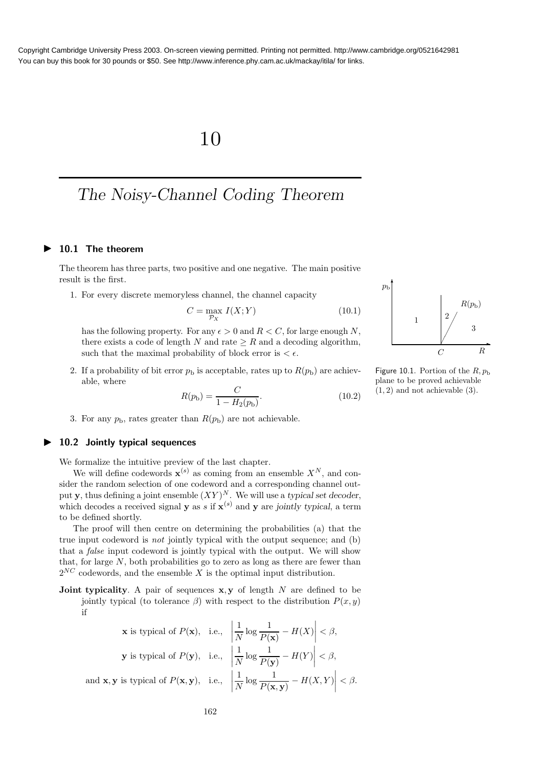# 10

# *The Noisy-Channel Coding Theorem*

## 10.1 The theorem

The theorem has three parts, two positive and one negative. The main positive result is the first.

1. For every discrete memoryless channel, the channel capacity

$$C = \max_{\mathcal{P}_X} I(X;Y) \tag{10.1}$$

has the following property. For any $\epsilon > 0$ and $R < C$, for large enough $N$, there exists a code of length $N$ and rate $\geq R$ and a decoding algorithm, such that the maximal probability of block error is $< \epsilon$.

2. If a probability of bit error $p_b$ is acceptable, rates up to $R(p_b)$ are achievable, where

$$R(p_b) = \frac{C}{1 - H_2(p_b)}. \tag{10.2}$$

3. For any $p_b$, rates greater than $R(p_b)$ are not achievable.

Figure 10.1. Portion of the $R, p_b$ plane to be proved achievable (1, 2) and not achievable (3).

## 10.2 Jointly typical sequences

We formalize the intuitive preview of the last chapter.

We will define codewords $\mathbf{x}^{(s)}$ as coming from an ensemble $X^N$, and consider the random selection of one codeword and a corresponding channel output $\mathbf{y}$, thus defining a joint ensemble $(XY)^N$. We will use a *typical set decoder*, which decodes a received signal $\mathbf{y}$ as $s$ if $\mathbf{x}^{(s)}$ and $\mathbf{y}$ are *jointly typical*, a term to be defined shortly.

The proof will then centre on determining the probabilities (a) that the true input codeword is *not* jointly typical with the output sequence; and (b) that a *false* input codeword is jointly typical with the output. We will show that, for large $N$, both probabilities go to zero as long as there are fewer than $2^{NC}$ codewords, and the ensemble $X$ is the optimal input distribution.

**Joint typicality**. A pair of sequences $\mathbf{x}, \mathbf{y}$ of length $N$ are defined to be jointly typical (to tolerance $\beta$) with respect to the distribution $P(x, y)$ if

$$\mathbf{x} \text{ is typical of } P(\mathbf{x}), \quad \text{i.e.,} \quad \left| \frac{1}{N} \log \frac{1}{P(\mathbf{x})} - H(X) \right| < \beta,$$

$$\mathbf{y} \text{ is typical of } P(\mathbf{y}), \quad \text{i.e.,} \quad \left| \frac{1}{N} \log \frac{1}{P(\mathbf{y})} - H(Y) \right| < \beta,$$

$$\text{and } \mathbf{x}, \mathbf{y} \text{ is typical of } P(\mathbf{x}, \mathbf{y}), \quad \text{i.e.,} \quad \left| \frac{1}{N} \log \frac{1}{P(\mathbf{x}, \mathbf{y})} - H(X, Y) \right| < \beta.$$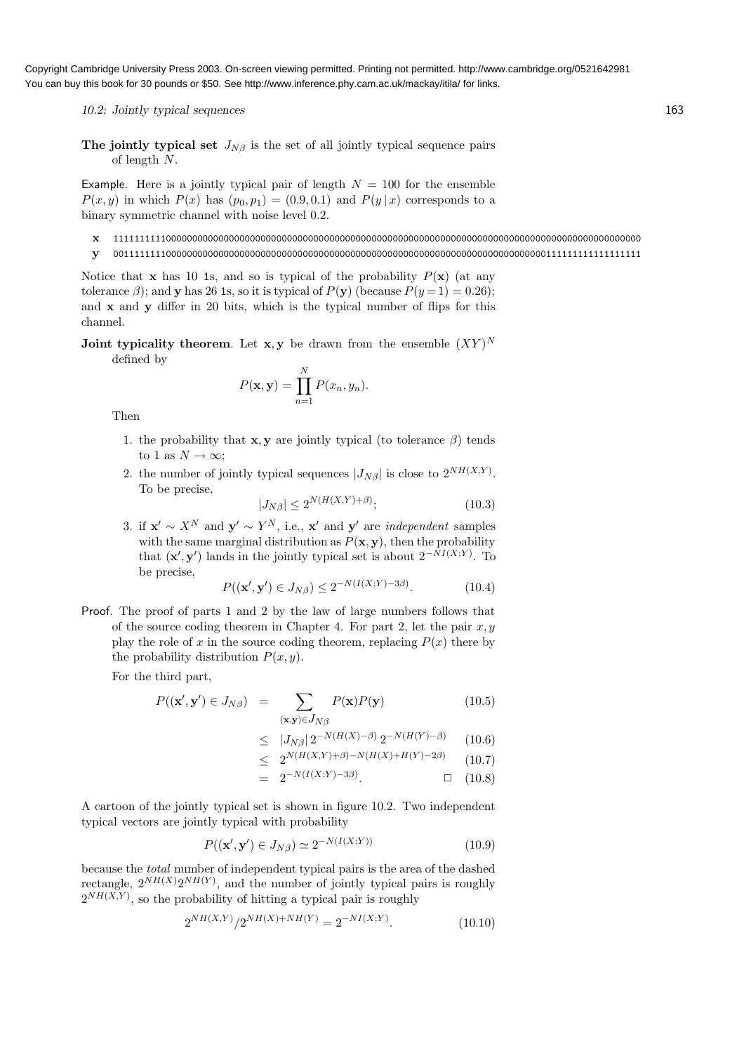**The jointly typical set** $J_{N\beta}$ is the set of all jointly typical sequence pairs of length $N$.

Example. Here is a jointly typical pair of length $N = 100$ for the ensemble $P(x, y)$ in which $P(x)$ has $(p_0, p_1) = (0.9, 0.1)$ and $P(y \mid x)$ corresponds to a binary symmetric channel with noise level 0.2.

```
x  1111111111000000000000000000000000000000000000000000000000000000000000000000000000000000000000000000
y  0011111111110000000000000000000000000000000000000000000000000000000000000000000000001111111111111111
```

Notice that $\mathbf{x}$ has 10 1s, and so is typical of the probability $P(\mathbf{x})$ (at any tolerance $\beta$); and $\mathbf{y}$ has 26 1s, so it is typical of $P(\mathbf{y})$ (because $P(y=1) = 0.26$); and $\mathbf{x}$ and $\mathbf{y}$ differ in 20 bits, which is the typical number of flips for this channel.

**Joint typicality theorem**. Let $\mathbf{x}, \mathbf{y}$ be drawn from the ensemble $(XY)^N$ defined by

$$P(\mathbf{x}, \mathbf{y}) = \prod_{n=1}^{N} P(x_n, y_n).$$

Then

1. the probability that $\mathbf{x}, \mathbf{y}$ are jointly typical (to tolerance $\beta$) tends to 1 as $N \to \infty$;
2. the number of jointly typical sequences $|J_{N\beta}|$ is close to $2^{NH(X,Y)}$. To be precise,
$$|J_{N\beta}| \leq 2^{N(H(X,Y)+\beta)}; \tag{10.3}$$
3. if $\mathbf{x}' \sim X^N$ and $\mathbf{y}' \sim Y^N$, i.e., $\mathbf{x}'$ and $\mathbf{y}'$ are *independent* samples with the same marginal distribution as $P(\mathbf{x}, \mathbf{y})$, then the probability that $(\mathbf{x}', \mathbf{y}')$ lands in the jointly typical set is about $2^{-NI(X;Y)}$. To be precise,
$$P((\mathbf{x}', \mathbf{y}') \in J_{N\beta}) \leq 2^{-N(I(X;Y)-3\beta)}. \tag{10.4}$$

Proof. The proof of parts 1 and 2 by the law of large numbers follows that of the source coding theorem in Chapter 4. For part 2, let the pair $x, y$ play the role of $x$ in the source coding theorem, replacing $P(x)$ there by the probability distribution $P(x, y)$.

For the third part,

$$\begin{aligned}
P((\mathbf{x}', \mathbf{y}') \in J_{N\beta}) &= \sum_{(\mathbf{x},\mathbf{y}) \in J_{N\beta}} P(\mathbf{x})P(\mathbf{y}) && (10.5)\\
&\leq |J_{N\beta}|\, 2^{-N(H(X)-\beta)}\, 2^{-N(H(Y)-\beta)} && (10.6)\\
&\leq 2^{N(H(X,Y)+\beta)-N(H(X)+H(Y)-2\beta)} && (10.7)\\
&= 2^{-N(I(X;Y)-3\beta)}. \quad \square && (10.8)
\end{aligned}$$

A cartoon of the jointly typical set is shown in figure 10.2. Two independent typical vectors are jointly typical with probability

$$P((\mathbf{x}', \mathbf{y}') \in J_{N\beta}) \simeq 2^{-N(I(X;Y))} \tag{10.9}$$

because the *total* number of independent typical pairs is the area of the dashed rectangle, $2^{NH(X)}2^{NH(Y)}$, and the number of jointly typical pairs is roughly $2^{NH(X,Y)}$, so the probability of hitting a typical pair is roughly

$$2^{NH(X,Y)}/2^{NH(X)+NH(Y)} = 2^{-NI(X;Y)}. \tag{10.10}$$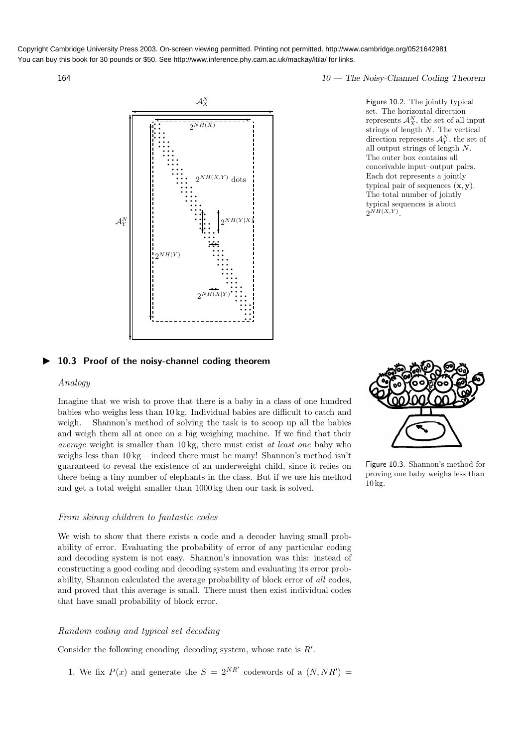Copyright Cambridge University Press 2003. On-screen viewing permitted. Printing not permitted. http://www.cambridge.org/0521642981
You can buy this book for 30 pounds or $50. See http://www.inference.phy.cam.ac.uk/mackay/itila/ for links.

Figure 10.2. The jointly typical set. The horizontal direction represents $\mathcal{A}_X^N$, the set of all input strings of length $N$. The vertical direction represents $\mathcal{A}_Y^N$, the set of all output strings of length $N$. The outer box contains all conceivable input–output pairs. Each dot represents a jointly typical pair of sequences $(\mathbf{x}, \mathbf{y})$. The total number of jointly typical sequences is about $2^{NH(X,Y)}$.

## 10.3 Proof of the noisy-channel coding theorem

### *Analogy*

Imagine that we wish to prove that there is a baby in a class of one hundred babies who weighs less than 10 kg. Individual babies are difficult to catch and weigh. Shannon's method of solving the task is to scoop up all the babies and weigh them all at once on a big weighing machine. If we find that their *average* weight is smaller than 10 kg, there must exist *at least one* baby who weighs less than 10 kg – indeed there must be many! Shannon's method isn't guaranteed to reveal the existence of an underweight child, since it relies on there being a tiny number of elephants in the class. But if we use his method and get a total weight smaller than 1000 kg then our task is solved.

Figure 10.3. Shannon's method for proving one baby weighs less than 10 kg.

### *From skinny children to fantastic codes*

We wish to show that there exists a code and a decoder having small probability of error. Evaluating the probability of error of any particular coding and decoding system is not easy. Shannon's innovation was this: instead of constructing a good coding and decoding system and evaluating its error probability, Shannon calculated the average probability of block error of *all* codes, and proved that this average is small. There must then exist individual codes that have small probability of block error.

### *Random coding and typical set decoding*

Consider the following encoding–decoding system, whose rate is $R'$.

1. We fix $P(x)$ and generate the $S = 2^{NR'}$ codewords of a $(N, NR') =$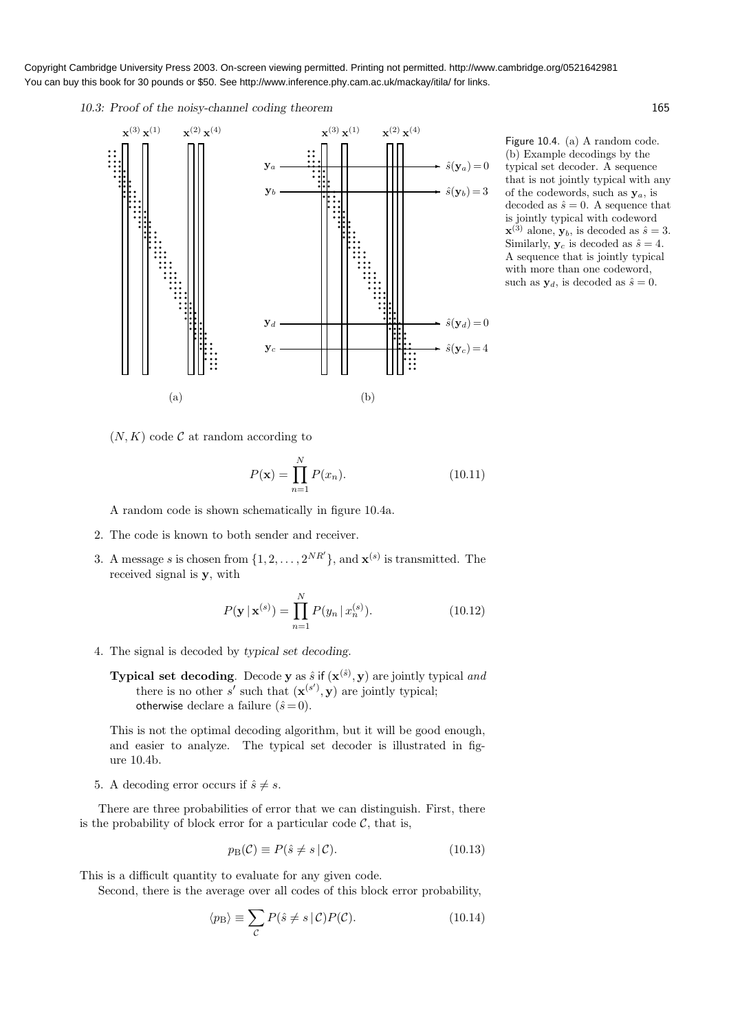Figure 10.4. (a) A random code. (b) Example decodings by the typical set decoder. A sequence that is not jointly typical with any of the codewords, such as $\mathbf{y}_a$, is decoded as $\hat{s} = 0$. A sequence that is jointly typical with codeword $\mathbf{x}^{(3)}$ alone, $\mathbf{y}_b$, is decoded as $\hat{s} = 3$. Similarly, $\mathbf{y}_c$ is decoded as $\hat{s} = 4$. A sequence that is jointly typical with more than one codeword, such as $\mathbf{y}_d$, is decoded as $\hat{s} = 0$.

$(N, K)$ code $\mathcal{C}$ at random according to

$$P(\mathbf{x}) = \prod_{n=1}^{N} P(x_n). \tag{10.11}$$

A random code is shown schematically in figure 10.4a.

2. The code is known to both sender and receiver.

3. A message $s$ is chosen from $\{1, 2, \ldots, 2^{NR'}\}$, and $\mathbf{x}^{(s)}$ is transmitted. The received signal is $\mathbf{y}$, with

$$P(\mathbf{y} \mid \mathbf{x}^{(s)}) = \prod_{n=1}^{N} P(y_n \mid x_n^{(s)}). \tag{10.12}$$

4. The signal is decoded by *typical set decoding*.

   **Typical set decoding**. Decode $\mathbf{y}$ as $\hat{s}$ if $(\mathbf{x}^{(\hat{s})}, \mathbf{y})$ are jointly typical *and* there is no other $s'$ such that $(\mathbf{x}^{(s')}, \mathbf{y})$ are jointly typical; otherwise declare a failure $(\hat{s} = 0)$.

   This is not the optimal decoding algorithm, but it will be good enough, and easier to analyze. The typical set decoder is illustrated in figure 10.4b.

5. A decoding error occurs if $\hat{s} \neq s$.

There are three probabilities of error that we can distinguish. First, there is the probability of block error for a particular code $\mathcal{C}$, that is,

$$p_{\mathrm{B}}(\mathcal{C}) \equiv P(\hat{s} \neq s \mid \mathcal{C}). \tag{10.13}$$

This is a difficult quantity to evaluate for any given code.

Second, there is the average over all codes of this block error probability,

$$\langle p_{\mathrm{B}} \rangle \equiv \sum_{\mathcal{C}} P(\hat{s} \neq s \mid \mathcal{C}) P(\mathcal{C}). \tag{10.14}$$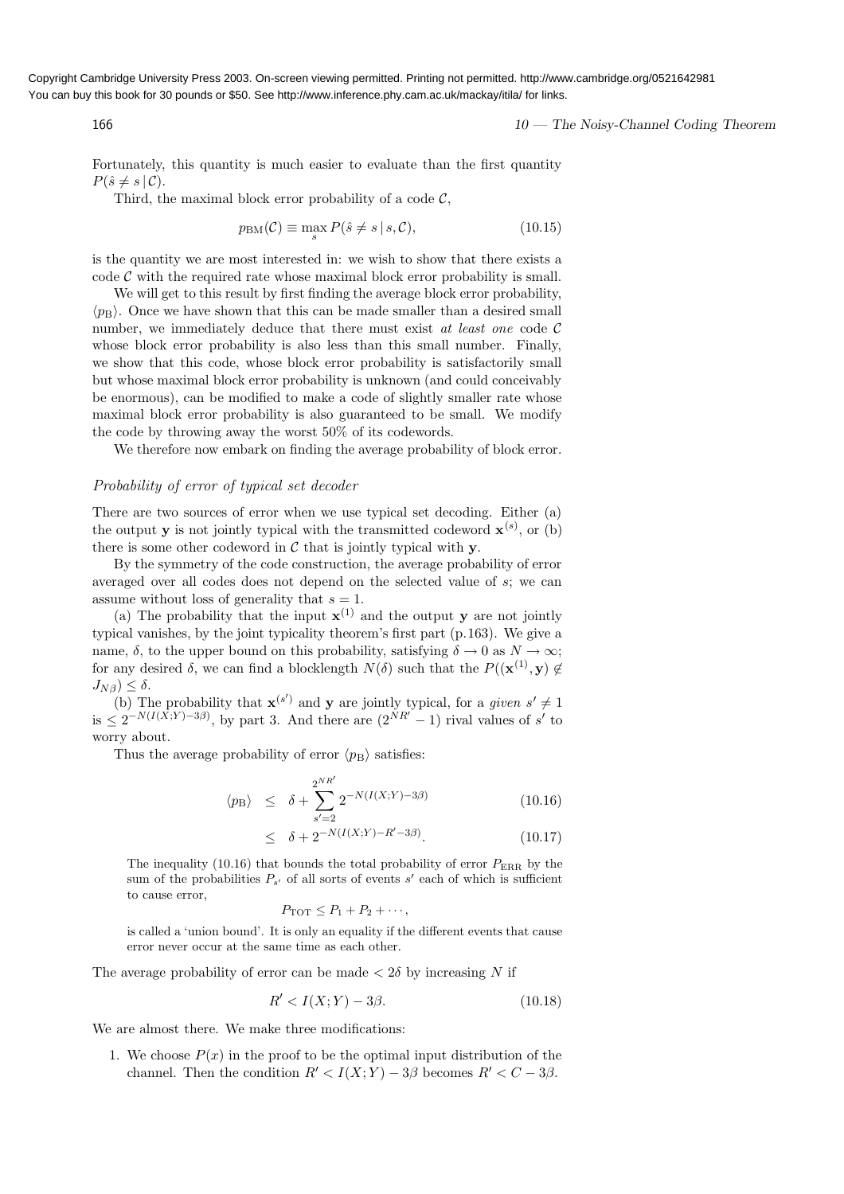Fortunately, this quantity is much easier to evaluate than the first quantity $P(\hat{s} \neq s \,|\, \mathcal{C})$.

Third, the maximal block error probability of a code $\mathcal{C}$,

$$p_{\rm BM}(\mathcal{C}) \equiv \max_{s} P(\hat{s} \neq s \,|\, s, \mathcal{C}), \tag{10.15}$$

is the quantity we are most interested in: we wish to show that there exists a code $\mathcal{C}$ with the required rate whose maximal block error probability is small.

We will get to this result by first finding the average block error probability, $\langle p_{\rm B} \rangle$. Once we have shown that this can be made smaller than a desired small number, we immediately deduce that there must exist *at least one* code $\mathcal{C}$ whose block error probability is also less than this small number. Finally, we show that this code, whose block error probability is satisfactorily small but whose maximal block error probability is unknown (and could conceivably be enormous), can be modified to make a code of slightly smaller rate whose maximal block error probability is also guaranteed to be small. We modify the code by throwing away the worst 50% of its codewords.

We therefore now embark on finding the average probability of block error.

### *Probability of error of typical set decoder*

There are two sources of error when we use typical set decoding. Either (a) the output $\mathbf{y}$ is not jointly typical with the transmitted codeword $\mathbf{x}^{(s)}$, or (b) there is some other codeword in $\mathcal{C}$ that is jointly typical with $\mathbf{y}$.

By the symmetry of the code construction, the average probability of error averaged over all codes does not depend on the selected value of $s$; we can assume without loss of generality that $s = 1$.

(a) The probability that the input $\mathbf{x}^{(1)}$ and the output $\mathbf{y}$ are not jointly typical vanishes, by the joint typicality theorem's first part (p.163). We give a name, $\delta$, to the upper bound on this probability, satisfying $\delta \to 0$ as $N \to \infty$; for any desired $\delta$, we can find a blocklength $N(\delta)$ such that the $P((\mathbf{x}^{(1)}, \mathbf{y}) \notin J_{N\beta}) \leq \delta$.

(b) The probability that $\mathbf{x}^{(s')}$ and $\mathbf{y}$ are jointly typical, for a *given* $s' \neq 1$ is $\leq 2^{-N(I(X;Y)-3\beta)}$, by part 3. And there are $(2^{NR'} - 1)$ rival values of $s'$ to worry about.

Thus the average probability of error $\langle p_{\rm B} \rangle$ satisfies:

$$\langle p_{\rm B} \rangle \;\leq\; \delta + \sum_{s'=2}^{2^{NR'}} 2^{-N(I(X;Y)-3\beta)} \tag{10.16}$$

$$\leq\; \delta + 2^{-N(I(X;Y)-R'-3\beta)}. \tag{10.17}$$

The inequality (10.16) that bounds the total probability of error $P_{\rm ERR}$ by the sum of the probabilities $P_{s'}$ of all sorts of events $s'$ each of which is sufficient to cause error,

$$P_{\rm TOT} \leq P_1 + P_2 + \cdots,$$

is called a 'union bound'. It is only an equality if the different events that cause error never occur at the same time as each other.

The average probability of error can be made $< 2\delta$ by increasing $N$ if

$$R' < I(X;Y) - 3\beta. \tag{10.18}$$

We are almost there. We make three modifications:

1. We choose $P(x)$ in the proof to be the optimal input distribution of the channel. Then the condition $R' < I(X;Y) - 3\beta$ becomes $R' < C - 3\beta$.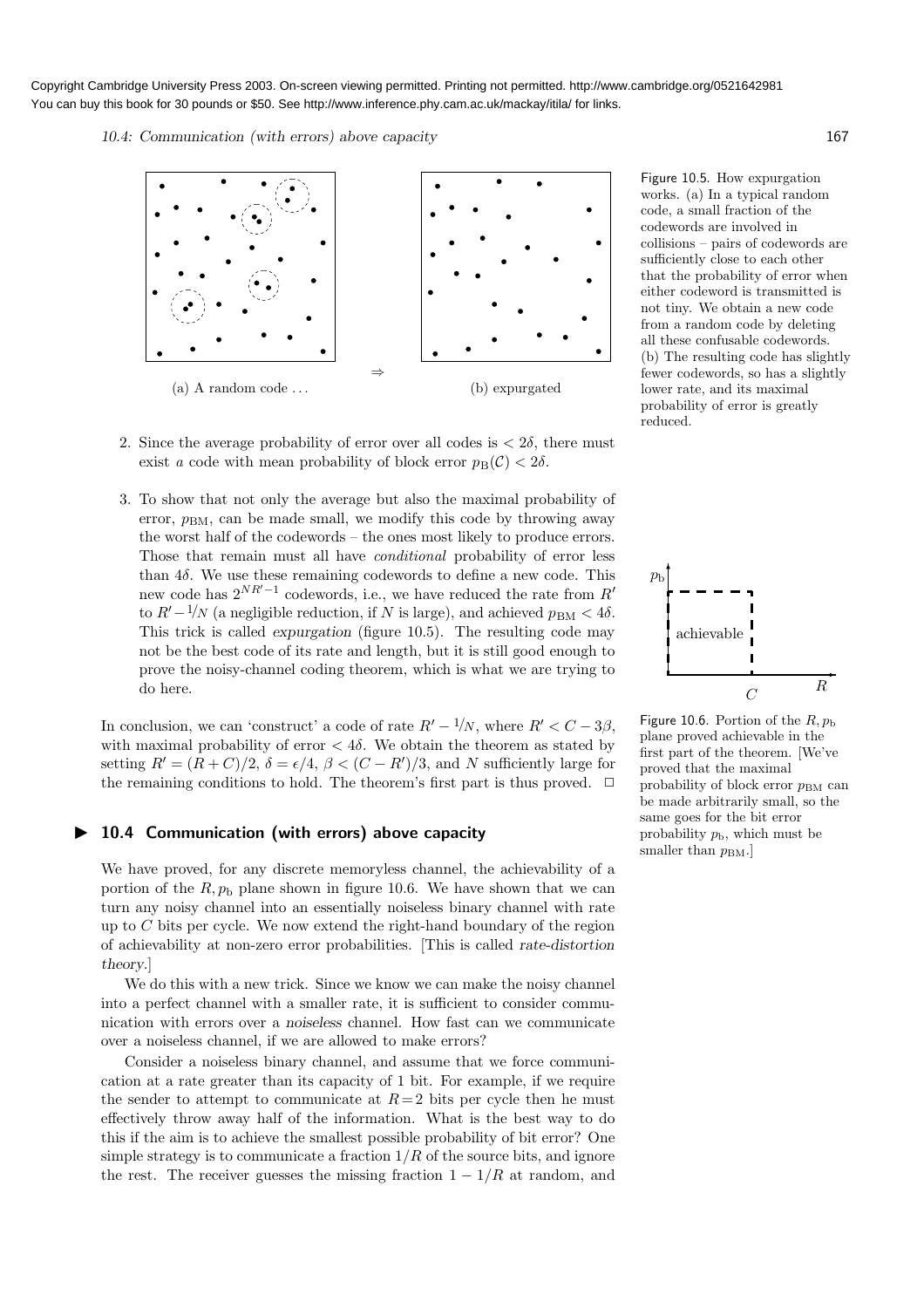(a) A random code ... ⇒ (b) expurgated

Figure 10.5. How expurgation works. (a) In a typical random code, a small fraction of the codewords are involved in collisions – pairs of codewords are sufficiently close to each other that the probability of error when either codeword is transmitted is not tiny. We obtain a new code from a random code by deleting all these confusable codewords. (b) The resulting code has slightly fewer codewords, so has a slightly lower rate, and its maximal probability of error is greatly reduced.

2. Since the average probability of error over all codes is $< 2\delta$, there must exist *a* code with mean probability of block error $p_B(\mathcal{C}) < 2\delta$.

3. To show that not only the average but also the maximal probability of error, $p_{BM}$, can be made small, we modify this code by throwing away the worst half of the codewords – the ones most likely to produce errors. Those that remain must all have *conditional* probability of error less than $4\delta$. We use these remaining codewords to define a new code. This new code has $2^{NR'-1}$ codewords, i.e., we have reduced the rate from $R'$ to $R' - 1/N$ (a negligible reduction, if $N$ is large), and achieved $p_{BM} < 4\delta$. This trick is called *expurgation* (figure 10.5). The resulting code may not be the best code of its rate and length, but it is still good enough to prove the noisy-channel coding theorem, which is what we are trying to do here.

In conclusion, we can 'construct' a code of rate $R' - 1/N$, where $R' < C - 3\beta$, with maximal probability of error $< 4\delta$. We obtain the theorem as stated by setting $R' = (R + C)/2$, $\delta = \epsilon/4$, $\beta < (C - R')/3$, and $N$ sufficiently large for the remaining conditions to hold. The theorem's first part is thus proved. □

Figure 10.6. Portion of the $R, p_b$ plane proved achievable in the first part of the theorem. [We've proved that the maximal probability of block error $p_{BM}$ can be made arbitrarily small, so the same goes for the bit error probability $p_b$, which must be smaller than $p_{BM}$.]

## ▶ 10.4 Communication (with errors) above capacity

We have proved, for any discrete memoryless channel, the achievability of a portion of the $R, p_b$ plane shown in figure 10.6. We have shown that we can turn any noisy channel into an essentially noiseless binary channel with rate up to $C$ bits per cycle. We now extend the right-hand boundary of the region of achievability at non-zero error probabilities. [This is called *rate-distortion theory*.]

We do this with a new trick. Since we know we can make the noisy channel into a perfect channel with a smaller rate, it is sufficient to consider communication with errors over a *noiseless* channel. How fast can we communicate over a noiseless channel, if we are allowed to make errors?

Consider a noiseless binary channel, and assume that we force communication at a rate greater than its capacity of 1 bit. For example, if we require the sender to attempt to communicate at $R = 2$ bits per cycle then he must effectively throw away half of the information. What is the best way to do this if the aim is to achieve the smallest possible probability of bit error? One simple strategy is to communicate a fraction $1/R$ of the source bits, and ignore the rest. The receiver guesses the missing fraction $1 - 1/R$ at random, and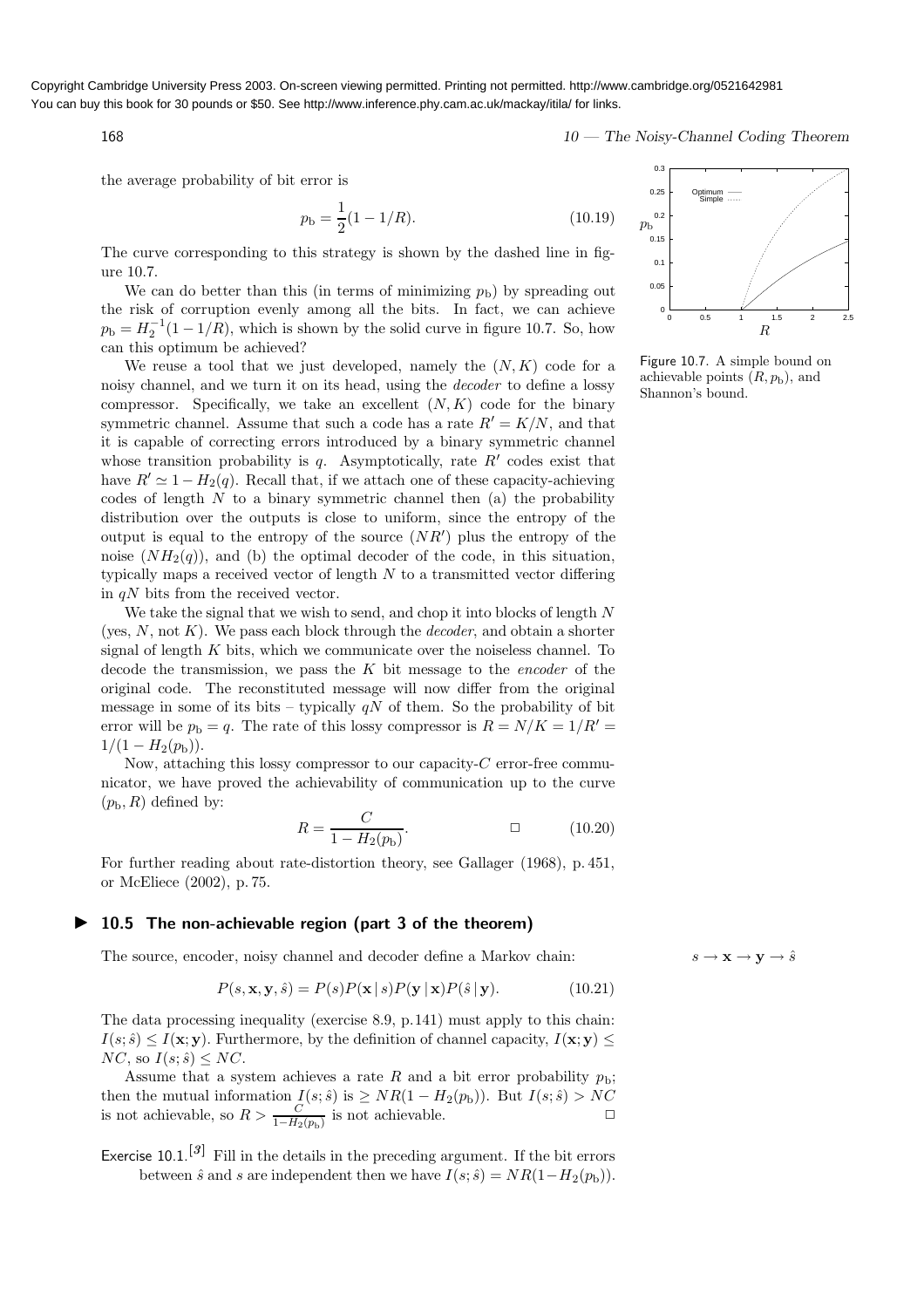the average probability of bit error is

$$p_\mathrm{b} = \frac{1}{2}(1 - 1/R). \tag{10.19}$$

The curve corresponding to this strategy is shown by the dashed line in figure 10.7.

We can do better than this (in terms of minimizing $p_\mathrm{b}$) by spreading out the risk of corruption evenly among all the bits. In fact, we can achieve $p_\mathrm{b} = H_2^{-1}(1 - 1/R)$, which is shown by the solid curve in figure 10.7. So, how can this optimum be achieved?

Figure 10.7. A simple bound on achievable points $(R, p_\mathrm{b})$, and Shannon's bound.

We reuse a tool that we just developed, namely the $(N, K)$ code for a noisy channel, and we turn it on its head, using the *decoder* to define a lossy compressor. Specifically, we take an excellent $(N, K)$ code for the binary symmetric channel. Assume that such a code has a rate $R' = K/N$, and that it is capable of correcting errors introduced by a binary symmetric channel whose transition probability is $q$. Asymptotically, rate $R'$ codes exist that have $R' \simeq 1 - H_2(q)$. Recall that, if we attach one of these capacity-achieving codes of length $N$ to a binary symmetric channel then (a) the probability distribution over the outputs is close to uniform, since the entropy of the output is equal to the entropy of the source $(NR')$ plus the entropy of the noise $(NH_2(q))$, and (b) the optimal decoder of the code, in this situation, typically maps a received vector of length $N$ to a transmitted vector differing in $qN$ bits from the received vector.

We take the signal that we wish to send, and chop it into blocks of length $N$ (yes, $N$, not $K$). We pass each block through the *decoder*, and obtain a shorter signal of length $K$ bits, which we communicate over the noiseless channel. To decode the transmission, we pass the $K$ bit message to the *encoder* of the original code. The reconstituted message will now differ from the original message in some of its bits – typically $qN$ of them. So the probability of bit error will be $p_\mathrm{b} = q$. The rate of this lossy compressor is $R = N/K = 1/R' = 1/(1 - H_2(p_\mathrm{b}))$.

Now, attaching this lossy compressor to our capacity-$C$ error-free communicator, we have proved the achievability of communication up to the curve $(p_\mathrm{b}, R)$ defined by:

$$R = \frac{C}{1 - H_2(p_\mathrm{b})}. \quad \Box \tag{10.20}$$

For further reading about rate-distortion theory, see Gallager (1968), p. 451, or McEliece (2002), p. 75.

## ▶ 10.5 The non-achievable region (part 3 of the theorem)

The source, encoder, noisy channel and decoder define a Markov chain:

$$s \rightarrow \mathbf{x} \rightarrow \mathbf{y} \rightarrow \hat{s}$$

$$P(s, \mathbf{x}, \mathbf{y}, \hat{s}) = P(s)P(\mathbf{x} \mid s)P(\mathbf{y} \mid \mathbf{x})P(\hat{s} \mid \mathbf{y}). \tag{10.21}$$

The data processing inequality (exercise 8.9, p.141) must apply to this chain: $I(s; \hat{s}) \leq I(\mathbf{x}; \mathbf{y})$. Furthermore, by the definition of channel capacity, $I(\mathbf{x}; \mathbf{y}) \leq NC$, so $I(s; \hat{s}) \leq NC$.

Assume that a system achieves a rate $R$ and a bit error probability $p_\mathrm{b}$; then the mutual information $I(s; \hat{s})$ is $\geq NR(1 - H_2(p_\mathrm{b}))$. But $I(s; \hat{s}) > NC$ is not achievable, so $R > \frac{C}{1 - H_2(p_\mathrm{b})}$ is not achievable. $\Box$

Exercise 10.1.[3] Fill in the details in the preceding argument. If the bit errors between $\hat{s}$ and $s$ are independent then we have $I(s; \hat{s}) = NR(1 - H_2(p_\mathrm{b}))$.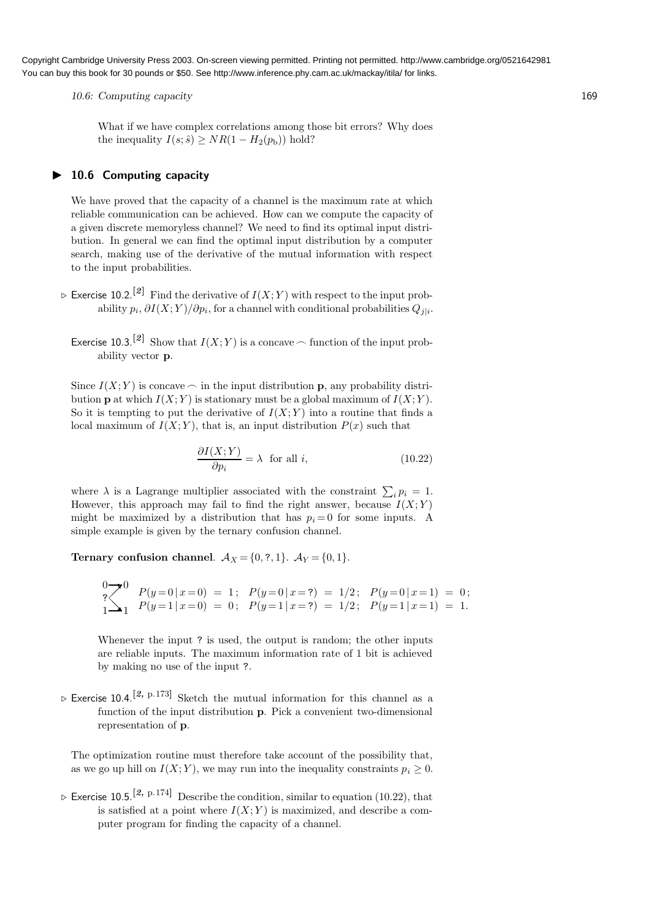What if we have complex correlations among those bit errors? Why does the inequality $I(s;\hat{s}) \geq NR(1 - H_2(p_b))$ hold?

## ▶ 10.6 Computing capacity

We have proved that the capacity of a channel is the maximum rate at which reliable communication can be achieved. How can we compute the capacity of a given discrete memoryless channel? We need to find its optimal input distribution. In general we can find the optimal input distribution by a computer search, making use of the derivative of the mutual information with respect to the input probabilities.

▷ Exercise 10.2.[2] Find the derivative of $I(X;Y)$ with respect to the input probability $p_i$, $\partial I(X;Y)/\partial p_i$, for a channel with conditional probabilities $Q_{j|i}$.

Exercise 10.3.[2] Show that $I(X;Y)$ is a concave $\frown$ function of the input probability vector $\mathbf{p}$.

Since $I(X;Y)$ is concave $\frown$ in the input distribution $\mathbf{p}$, any probability distribution $\mathbf{p}$ at which $I(X;Y)$ is stationary must be a global maximum of $I(X;Y)$. So it is tempting to put the derivative of $I(X;Y)$ into a routine that finds a local maximum of $I(X;Y)$, that is, an input distribution $P(x)$ such that

$$\frac{\partial I(X;Y)}{\partial p_i} = \lambda \quad \text{for all } i, \tag{10.22}$$

where $\lambda$ is a Lagrange multiplier associated with the constraint $\sum_i p_i = 1$. However, this approach may fail to find the right answer, because $I(X;Y)$ might be maximized by a distribution that has $p_i = 0$ for some inputs. A simple example is given by the ternary confusion channel.

**Ternary confusion channel**. $\mathcal{A}_X = \{0, \texttt{?}, 1\}$. $\mathcal{A}_Y = \{0, 1\}$.

$$\begin{array}{lll} P(y=0 \,|\, x=0) = 1; & P(y=0 \,|\, x=\texttt{?}) = 1/2; & P(y=0 \,|\, x=1) = 0; \\ P(y=1 \,|\, x=0) = 0; & P(y=1 \,|\, x=\texttt{?}) = 1/2; & P(y=1 \,|\, x=1) = 1. \end{array}$$

Whenever the input ? is used, the output is random; the other inputs are reliable inputs. The maximum information rate of 1 bit is achieved by making no use of the input ?.

▷ Exercise 10.4.[2, p.173] Sketch the mutual information for this channel as a function of the input distribution $\mathbf{p}$. Pick a convenient two-dimensional representation of $\mathbf{p}$.

The optimization routine must therefore take account of the possibility that, as we go up hill on $I(X;Y)$, we may run into the inequality constraints $p_i \geq 0$.

▷ Exercise 10.5.[2, p.174] Describe the condition, similar to equation (10.22), that is satisfied at a point where $I(X;Y)$ is maximized, and describe a computer program for finding the capacity of a channel.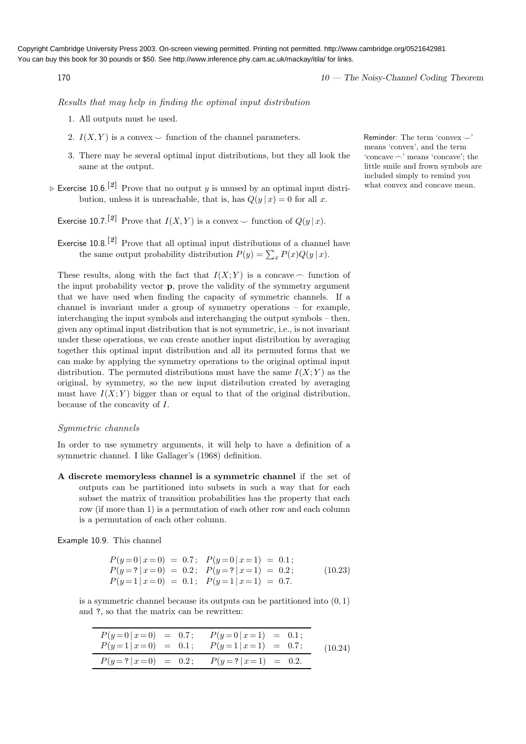*Results that may help in finding the optimal input distribution*

1. All outputs must be used.
2. $I(X, Y)$ is a convex $\smile$ function of the channel parameters.
3. There may be several optimal input distributions, but they all look the same at the output.

Reminder: The term 'convex $\smile$' means 'convex', and the term 'concave $\frown$' means 'concave'; the little smile and frown symbols are included simply to remind you what convex and concave mean.

$\triangleright$ **Exercise 10.6.**[2] Prove that no output $y$ is unused by an optimal input distribution, unless it is unreachable, that is, has $Q(y \mid x) = 0$ for all $x$.

**Exercise 10.7.**[2] Prove that $I(X, Y)$ is a convex $\smile$ function of $Q(y \mid x)$.

**Exercise 10.8.**[2] Prove that all optimal input distributions of a channel have the same output probability distribution $P(y) = \sum_x P(x)Q(y \mid x)$.

These results, along with the fact that $I(X;Y)$ is a concave $\frown$ function of the input probability vector $\mathbf{p}$, prove the validity of the symmetry argument that we have used when finding the capacity of symmetric channels. If a channel is invariant under a group of symmetry operations – for example, interchanging the input symbols and interchanging the output symbols – then, given any optimal input distribution that is not symmetric, i.e., is not invariant under these operations, we can create another input distribution by averaging together this optimal input distribution and all its permuted forms that we can make by applying the symmetry operations to the original optimal input distribution. The permuted distributions must have the same $I(X;Y)$ as the original, by symmetry, so the new input distribution created by averaging must have $I(X;Y)$ bigger than or equal to that of the original distribution, because of the concavity of $I$.

*Symmetric channels*

In order to use symmetry arguments, it will help to have a definition of a symmetric channel. I like Gallager's (1968) definition.

**A discrete memoryless channel is a symmetric channel** if the set of outputs can be partitioned into subsets in such a way that for each subset the matrix of transition probabilities has the property that each row (if more than 1) is a permutation of each other row and each column is a permutation of each other column.

**Example 10.9.** This channel

$$
\begin{array}{llll}
P(y=0 \mid x=0) = 0.7\,; & P(y=0 \mid x=1) = 0.1\,; \\
P(y=\texttt{?} \mid x=0) = 0.2\,; & P(y=\texttt{?} \mid x=1) = 0.2\,; \\
P(y=1 \mid x=0) = 0.1\,; & P(y=1 \mid x=1) = 0.7.
\end{array}
\tag{10.23}
$$

is a symmetric channel because its outputs can be partitioned into $(0, 1)$ and $\texttt{?}$, so that the matrix can be rewritten:

$$
\begin{array}{ll}
\hline
P(y=0 \mid x=0) = 0.7\,; & P(y=0 \mid x=1) = 0.1\,; \\
P(y=1 \mid x=0) = 0.1\,; & P(y=1 \mid x=1) = 0.7\,; \\
\hline
P(y=\texttt{?} \mid x=0) = 0.2\,; & P(y=\texttt{?} \mid x=1) = 0.2. \\
\hline
\end{array}
\tag{10.24}
$$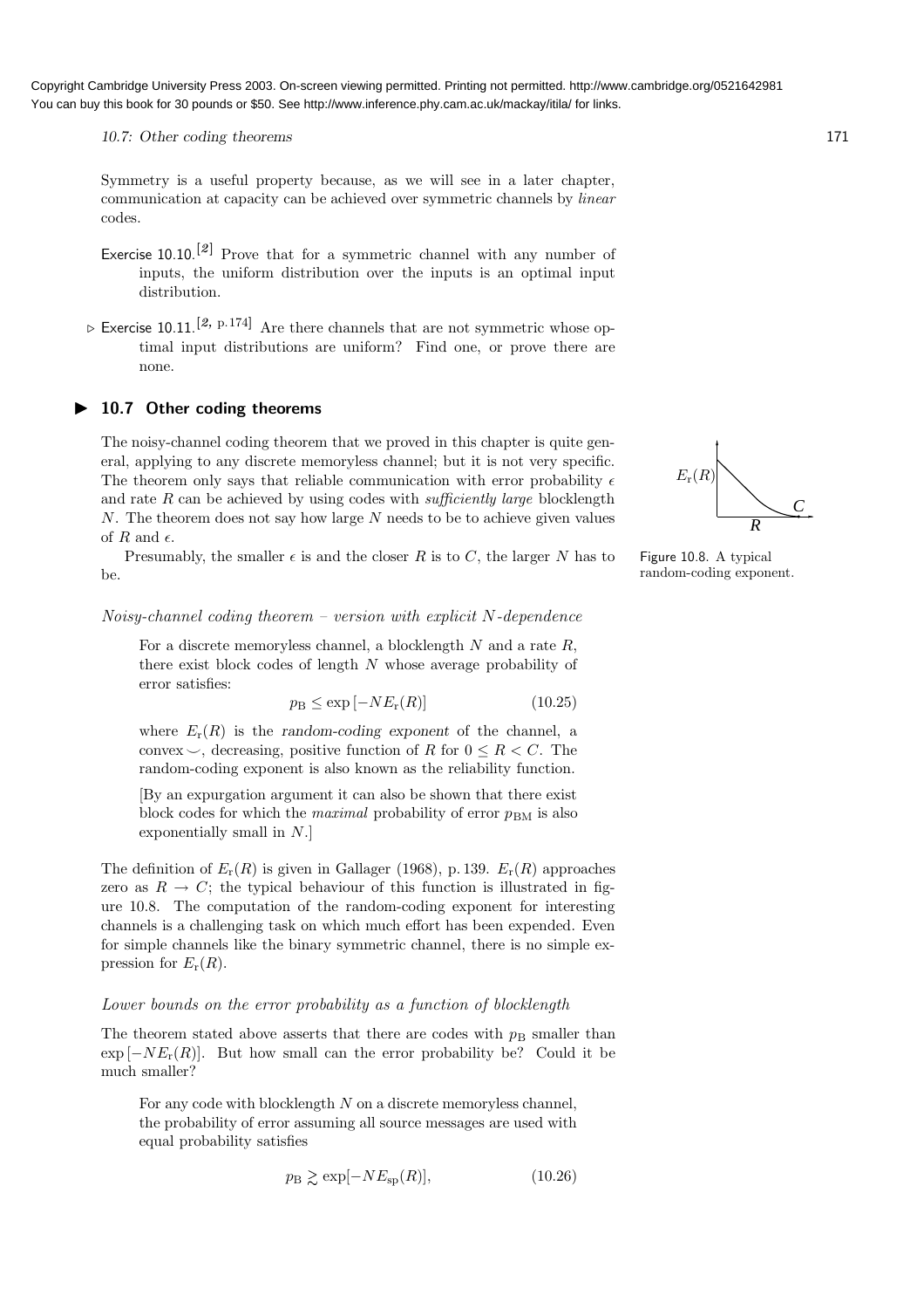Copyright Cambridge University Press 2003. On-screen viewing permitted. Printing not permitted. http://www.cambridge.org/0521642981
You can buy this book for 30 pounds or $50. See http://www.inference.phy.cam.ac.uk/mackay/itila/ for links.

Symmetry is a useful property because, as we will see in a later chapter, communication at capacity can be achieved over symmetric channels by *linear* codes.

Exercise 10.10.[2] Prove that for a symmetric channel with any number of inputs, the uniform distribution over the inputs is an optimal input distribution.

▷ Exercise 10.11.[2, p.174] Are there channels that are not symmetric whose optimal input distributions are uniform? Find one, or prove there are none.

## ▶ 10.7 Other coding theorems

The noisy-channel coding theorem that we proved in this chapter is quite general, applying to any discrete memoryless channel; but it is not very specific. The theorem only says that reliable communication with error probability $\epsilon$ and rate $R$ can be achieved by using codes with *sufficiently large* blocklength $N$. The theorem does not say how large $N$ needs to be to achieve given values of $R$ and $\epsilon$.

Presumably, the smaller $\epsilon$ is and the closer $R$ is to $C$, the larger $N$ has to be.

Figure 10.8. A typical random-coding exponent.

*Noisy-channel coding theorem – version with explicit N-dependence*

> For a discrete memoryless channel, a blocklength $N$ and a rate $R$, there exist block codes of length $N$ whose average probability of error satisfies:
>
> $$p_{\rm B} \leq \exp\left[-NE_{\rm r}(R)\right] \tag{10.25}$$
>
> where $E_{\rm r}(R)$ is the random-coding exponent of the channel, a convex $\smile$, decreasing, positive function of $R$ for $0 \leq R < C$. The random-coding exponent is also known as the reliability function.
>
> [By an expurgation argument it can also be shown that there exist block codes for which the *maximal* probability of error $p_{\rm BM}$ is also exponentially small in $N$.]

The definition of $E_{\rm r}(R)$ is given in Gallager (1968), p. 139. $E_{\rm r}(R)$ approaches zero as $R \to C$; the typical behaviour of this function is illustrated in figure 10.8. The computation of the random-coding exponent for interesting channels is a challenging task on which much effort has been expended. Even for simple channels like the binary symmetric channel, there is no simple expression for $E_{\rm r}(R)$.

*Lower bounds on the error probability as a function of blocklength*

The theorem stated above asserts that there are codes with $p_{\rm B}$ smaller than $\exp\left[-NE_{\rm r}(R)\right]$. But how small can the error probability be? Could it be much smaller?

> For any code with blocklength $N$ on a discrete memoryless channel, the probability of error assuming all source messages are used with equal probability satisfies
>
> $$p_{\rm B} \gtrsim \exp[-NE_{\rm sp}(R)], \tag{10.26}$$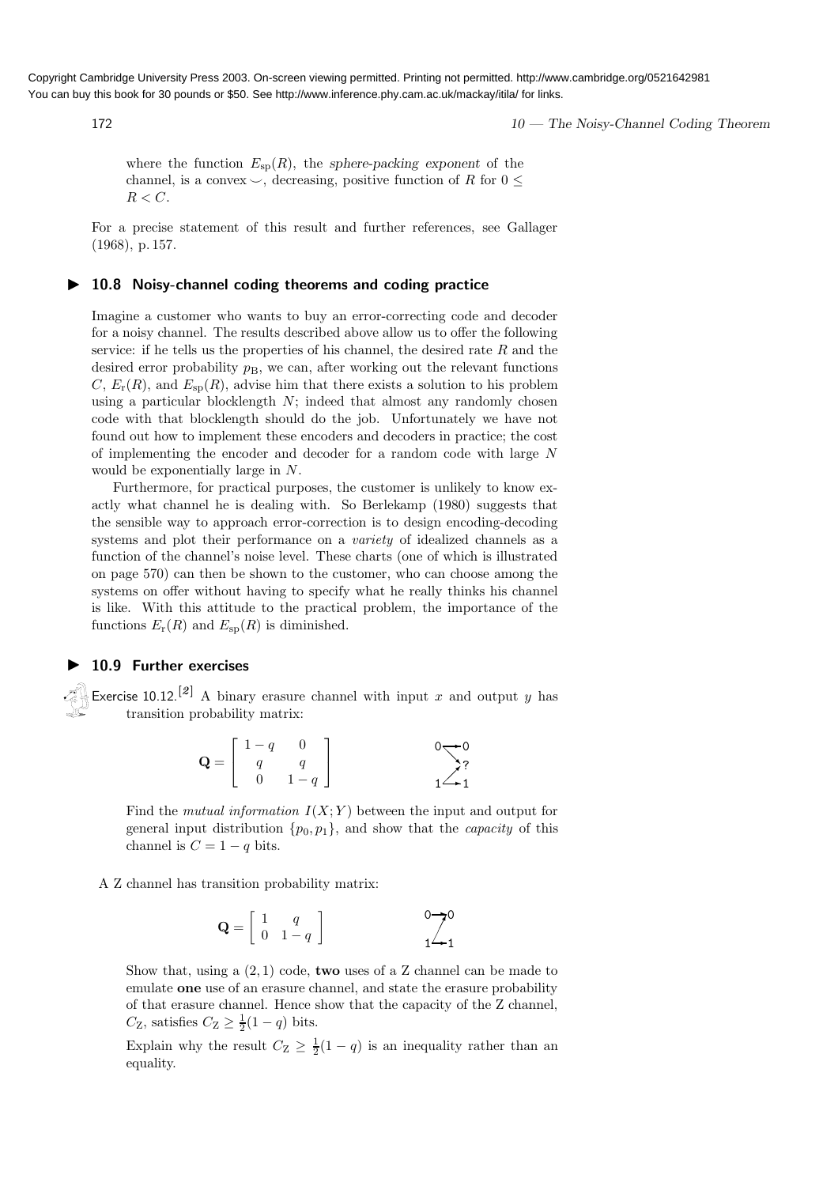where the function $E_{\rm sp}(R)$, the *sphere-packing exponent* of the channel, is a convex $\smile$, decreasing, positive function of $R$ for $0 \leq R < C$.

For a precise statement of this result and further references, see Gallager (1968), p. 157.

## ▶ 10.8 Noisy-channel coding theorems and coding practice

Imagine a customer who wants to buy an error-correcting code and decoder for a noisy channel. The results described above allow us to offer the following service: if he tells us the properties of his channel, the desired rate $R$ and the desired error probability $p_{\rm B}$, we can, after working out the relevant functions $C$, $E_{\rm r}(R)$, and $E_{\rm sp}(R)$, advise him that there exists a solution to his problem using a particular blocklength $N$; indeed that almost any randomly chosen code with that blocklength should do the job. Unfortunately we have not found out how to implement these encoders and decoders in practice; the cost of implementing the encoder and decoder for a random code with large $N$ would be exponentially large in $N$.

Furthermore, for practical purposes, the customer is unlikely to know exactly what channel he is dealing with. So Berlekamp (1980) suggests that the sensible way to approach error-correction is to design encoding-decoding systems and plot their performance on a *variety* of idealized channels as a function of the channel's noise level. These charts (one of which is illustrated on page 570) can then be shown to the customer, who can choose among the systems on offer without having to specify what he really thinks his channel is like. With this attitude to the practical problem, the importance of the functions $E_{\rm r}(R)$ and $E_{\rm sp}(R)$ is diminished.

## ▶ 10.9 Further exercises

Exercise 10.12.[2] A binary erasure channel with input $x$ and output $y$ has transition probability matrix:

$$\mathbf{Q} = \begin{bmatrix} 1-q & 0 \\ q & q \\ 0 & 1-q \end{bmatrix}$$

Find the *mutual information* $I(X;Y)$ between the input and output for general input distribution $\{p_0, p_1\}$, and show that the *capacity* of this channel is $C = 1 - q$ bits.

A Z channel has transition probability matrix:

$$\mathbf{Q} = \begin{bmatrix} 1 & q \\ 0 & 1-q \end{bmatrix}$$

Show that, using a $(2,1)$ code, **two** uses of a Z channel can be made to emulate **one** use of an erasure channel, and state the erasure probability of that erasure channel. Hence show that the capacity of the Z channel, $C_{\rm Z}$, satisfies $C_{\rm Z} \geq \frac{1}{2}(1-q)$ bits.

Explain why the result $C_{\rm Z} \geq \frac{1}{2}(1-q)$ is an inequality rather than an equality.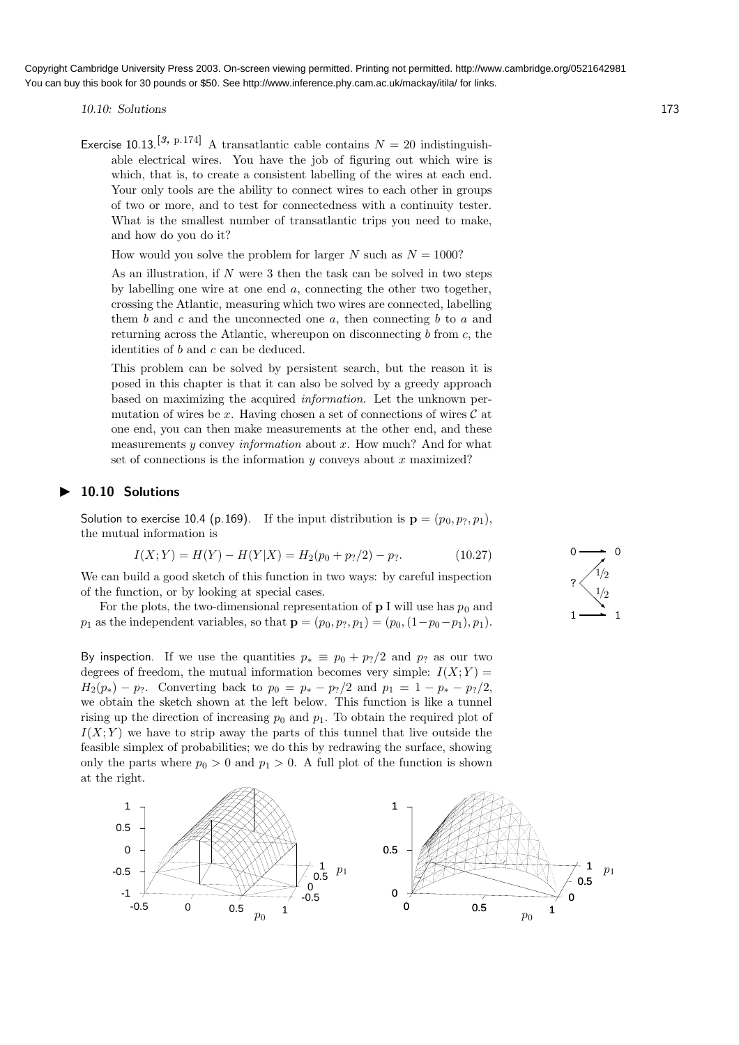Copyright Cambridge University Press 2003. On-screen viewing permitted. Printing not permitted. http://www.cambridge.org/0521642981
You can buy this book for 30 pounds or $50. See http://www.inference.phy.cam.ac.uk/mackay/itila/ for links.

Exercise 10.13.[3, p.174] A transatlantic cable contains $N = 20$ indistinguishable electrical wires. You have the job of figuring out which wire is which, that is, to create a consistent labelling of the wires at each end. Your only tools are the ability to connect wires to each other in groups of two or more, and to test for connectedness with a continuity tester. What is the smallest number of transatlantic trips you need to make, and how do you do it?

How would you solve the problem for larger $N$ such as $N = 1000$?

As an illustration, if $N$ were 3 then the task can be solved in two steps by labelling one wire at one end $a$, connecting the other two together, crossing the Atlantic, measuring which two wires are connected, labelling them $b$ and $c$ and the unconnected one $a$, then connecting $b$ to $a$ and returning across the Atlantic, whereupon on disconnecting $b$ from $c$, the identities of $b$ and $c$ can be deduced.

This problem can be solved by persistent search, but the reason it is posed in this chapter is that it can also be solved by a greedy approach based on maximizing the acquired *information*. Let the unknown permutation of wires be $x$. Having chosen a set of connections of wires $\mathcal{C}$ at one end, you can then make measurements at the other end, and these measurements $y$ convey *information* about $x$. How much? And for what set of connections is the information $y$ conveys about $x$ maximized?

## 10.10 Solutions

Solution to exercise 10.4 (p.169). If the input distribution is $\mathbf{p} = (p_0, p_?, p_1)$, the mutual information is

$$I(X;Y) = H(Y) - H(Y|X) = H_2(p_0 + p_?/2) - p_?. \tag{10.27}$$

0 0
?
1/2
1/2
1 1

We can build a good sketch of this function in two ways: by careful inspection of the function, or by looking at special cases.

For the plots, the two-dimensional representation of $\mathbf{p}$ I will use has $p_0$ and $p_1$ as the independent variables, so that $\mathbf{p} = (p_0, p_?, p_1) = (p_0, (1-p_0-p_1), p_1)$.

By inspection. If we use the quantities $p_* \equiv p_0 + p_?/2$ and $p_?$ as our two degrees of freedom, the mutual information becomes very simple: $I(X;Y) = H_2(p_*) - p_?$. Converting back to $p_0 = p_* - p_?/2$ and $p_1 = 1 - p_* - p_?/2$, we obtain the sketch shown at the left below. This function is like a tunnel rising up the direction of increasing $p_0$ and $p_1$. To obtain the required plot of $I(X;Y)$ we have to strip away the parts of this tunnel that live outside the feasible simplex of probabilities; we do this by redrawing the surface, showing only the parts where $p_0 > 0$ and $p_1 > 0$. A full plot of the function is shown at the right.

1
0.5
0
-0.5
-1
-0.5 0 0.5 1
$p_0$
1
0.5
0
-0.5
$p_1$

1
0.5
0
0 0.5 1
$p_0$
1
0.5
0
$p_1$